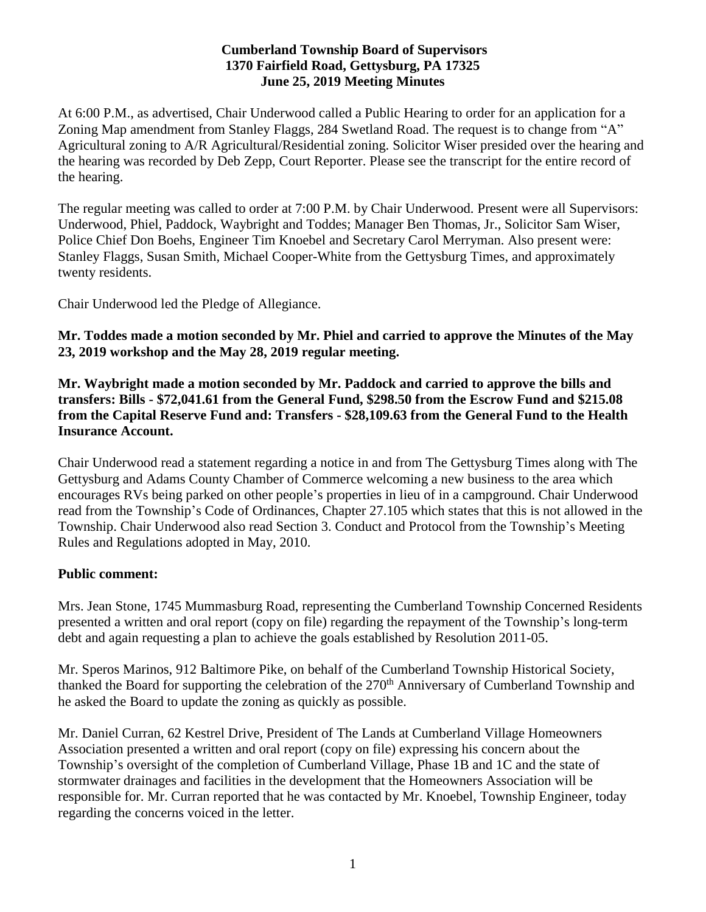**Cumberland Township Board of Supervisors**
**1370 Fairfield Road, Gettysburg, PA 17325**
**June 25, 2019 Meeting Minutes**

At 6:00 P.M., as advertised, Chair Underwood called a Public Hearing to order for an application for a Zoning Map amendment from Stanley Flaggs, 284 Swetland Road. The request is to change from "A" Agricultural zoning to A/R Agricultural/Residential zoning. Solicitor Wiser presided over the hearing and the hearing was recorded by Deb Zepp, Court Reporter. Please see the transcript for the entire record of the hearing.

The regular meeting was called to order at 7:00 P.M. by Chair Underwood. Present were all Supervisors: Underwood, Phiel, Paddock, Waybright and Toddes; Manager Ben Thomas, Jr., Solicitor Sam Wiser, Police Chief Don Boehs, Engineer Tim Knoebel and Secretary Carol Merryman. Also present were: Stanley Flaggs, Susan Smith, Michael Cooper-White from the Gettysburg Times, and approximately twenty residents.

Chair Underwood led the Pledge of Allegiance.

**Mr. Toddes made a motion seconded by Mr. Phiel and carried to approve the Minutes of the May 23, 2019 workshop and the May 28, 2019 regular meeting.**

**Mr. Waybright made a motion seconded by Mr. Paddock and carried to approve the bills and transfers: Bills - $72,041.61 from the General Fund, $298.50 from the Escrow Fund and $215.08 from the Capital Reserve Fund and: Transfers - $28,109.63 from the General Fund to the Health Insurance Account.**

Chair Underwood read a statement regarding a notice in and from The Gettysburg Times along with The Gettysburg and Adams County Chamber of Commerce welcoming a new business to the area which encourages RVs being parked on other people's properties in lieu of in a campground. Chair Underwood read from the Township's Code of Ordinances, Chapter 27.105 which states that this is not allowed in the Township. Chair Underwood also read Section 3. Conduct and Protocol from the Township's Meeting Rules and Regulations adopted in May, 2010.

**Public comment:**

Mrs. Jean Stone, 1745 Mummasburg Road, representing the Cumberland Township Concerned Residents presented a written and oral report (copy on file) regarding the repayment of the Township's long-term debt and again requesting a plan to achieve the goals established by Resolution 2011-05.

Mr. Speros Marinos, 912 Baltimore Pike, on behalf of the Cumberland Township Historical Society, thanked the Board for supporting the celebration of the 270th Anniversary of Cumberland Township and he asked the Board to update the zoning as quickly as possible.

Mr. Daniel Curran, 62 Kestrel Drive, President of The Lands at Cumberland Village Homeowners Association presented a written and oral report (copy on file) expressing his concern about the Township's oversight of the completion of Cumberland Village, Phase 1B and 1C and the state of stormwater drainages and facilities in the development that the Homeowners Association will be responsible for. Mr. Curran reported that he was contacted by Mr. Knoebel, Township Engineer, today regarding the concerns voiced in the letter.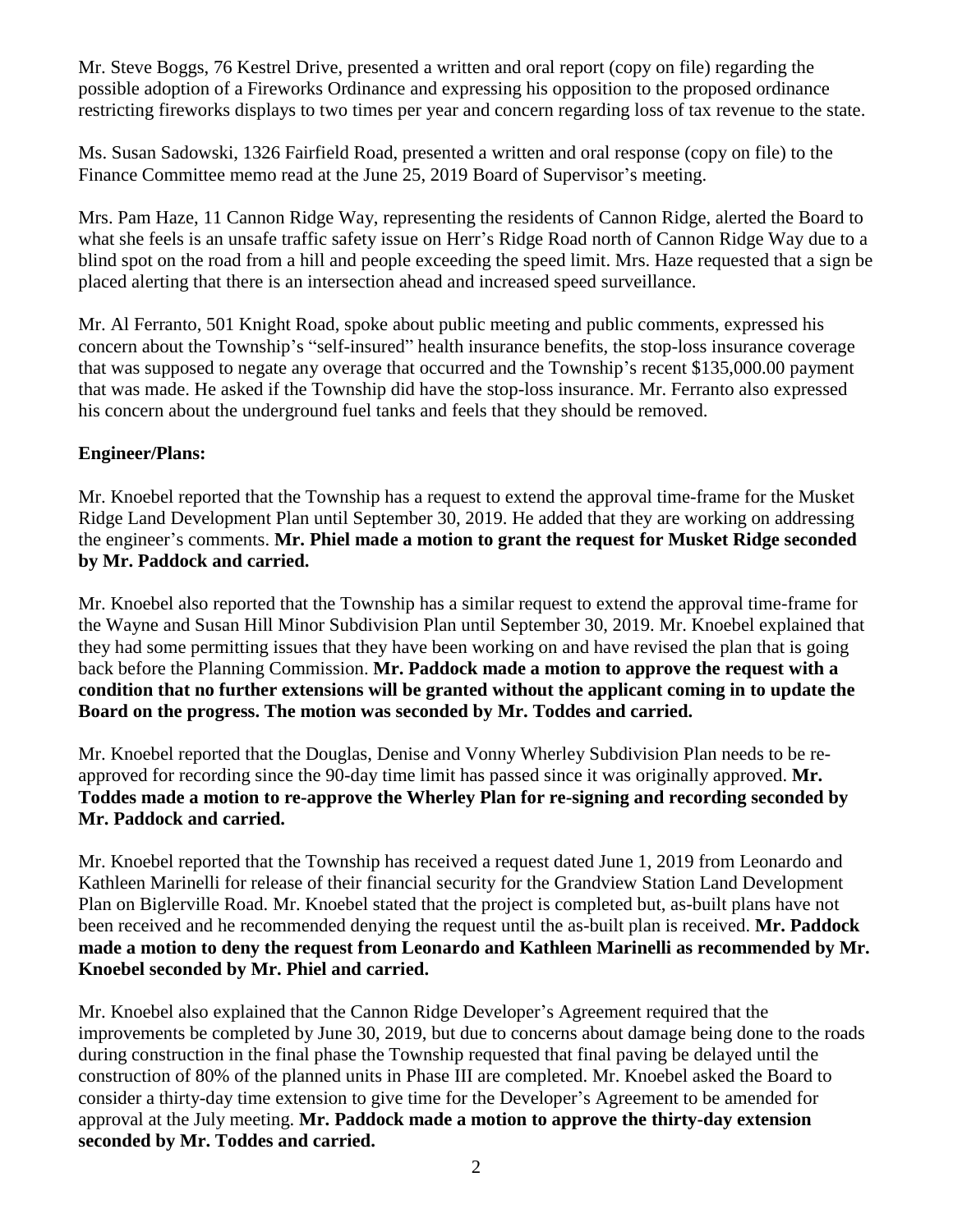Mr. Steve Boggs, 76 Kestrel Drive, presented a written and oral report (copy on file) regarding the possible adoption of a Fireworks Ordinance and expressing his opposition to the proposed ordinance restricting fireworks displays to two times per year and concern regarding loss of tax revenue to the state.

Ms. Susan Sadowski, 1326 Fairfield Road, presented a written and oral response (copy on file) to the Finance Committee memo read at the June 25, 2019 Board of Supervisor's meeting.

Mrs. Pam Haze, 11 Cannon Ridge Way, representing the residents of Cannon Ridge, alerted the Board to what she feels is an unsafe traffic safety issue on Herr's Ridge Road north of Cannon Ridge Way due to a blind spot on the road from a hill and people exceeding the speed limit. Mrs. Haze requested that a sign be placed alerting that there is an intersection ahead and increased speed surveillance.

Mr. Al Ferranto, 501 Knight Road, spoke about public meeting and public comments, expressed his concern about the Township's "self-insured" health insurance benefits, the stop-loss insurance coverage that was supposed to negate any overage that occurred and the Township's recent $135,000.00 payment that was made. He asked if the Township did have the stop-loss insurance. Mr. Ferranto also expressed his concern about the underground fuel tanks and feels that they should be removed.

**Engineer/Plans:**

Mr. Knoebel reported that the Township has a request to extend the approval time-frame for the Musket Ridge Land Development Plan until September 30, 2019. He added that they are working on addressing the engineer's comments. **Mr. Phiel made a motion to grant the request for Musket Ridge seconded by Mr. Paddock and carried.**

Mr. Knoebel also reported that the Township has a similar request to extend the approval time-frame for the Wayne and Susan Hill Minor Subdivision Plan until September 30, 2019. Mr. Knoebel explained that they had some permitting issues that they have been working on and have revised the plan that is going back before the Planning Commission. **Mr. Paddock made a motion to approve the request with a condition that no further extensions will be granted without the applicant coming in to update the Board on the progress. The motion was seconded by Mr. Toddes and carried.**

Mr. Knoebel reported that the Douglas, Denise and Vonny Wherley Subdivision Plan needs to be re-approved for recording since the 90-day time limit has passed since it was originally approved. **Mr. Toddes made a motion to re-approve the Wherley Plan for re-signing and recording seconded by Mr. Paddock and carried.**

Mr. Knoebel reported that the Township has received a request dated June 1, 2019 from Leonardo and Kathleen Marinelli for release of their financial security for the Grandview Station Land Development Plan on Biglerville Road. Mr. Knoebel stated that the project is completed but, as-built plans have not been received and he recommended denying the request until the as-built plan is received. **Mr. Paddock made a motion to deny the request from Leonardo and Kathleen Marinelli as recommended by Mr. Knoebel seconded by Mr. Phiel and carried.**

Mr. Knoebel also explained that the Cannon Ridge Developer's Agreement required that the improvements be completed by June 30, 2019, but due to concerns about damage being done to the roads during construction in the final phase the Township requested that final paving be delayed until the construction of 80% of the planned units in Phase III are completed. Mr. Knoebel asked the Board to consider a thirty-day time extension to give time for the Developer's Agreement to be amended for approval at the July meeting. **Mr. Paddock made a motion to approve the thirty-day extension seconded by Mr. Toddes and carried.**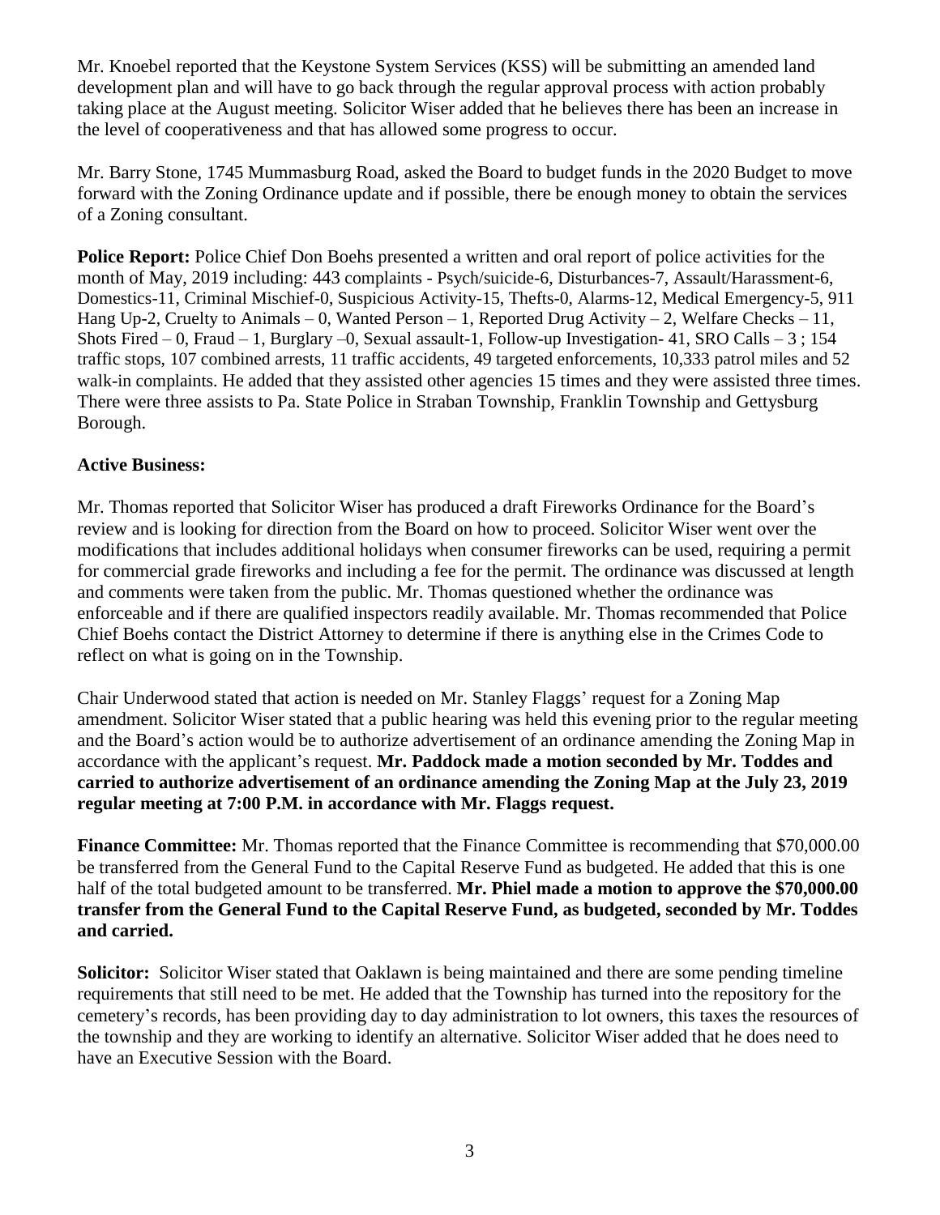Mr. Knoebel reported that the Keystone System Services (KSS) will be submitting an amended land development plan and will have to go back through the regular approval process with action probably taking place at the August meeting. Solicitor Wiser added that he believes there has been an increase in the level of cooperativeness and that has allowed some progress to occur.

Mr. Barry Stone, 1745 Mummasburg Road, asked the Board to budget funds in the 2020 Budget to move forward with the Zoning Ordinance update and if possible, there be enough money to obtain the services of a Zoning consultant.

**Police Report:** Police Chief Don Boehs presented a written and oral report of police activities for the month of May, 2019 including: 443 complaints - Psych/suicide-6, Disturbances-7, Assault/Harassment-6, Domestics-11, Criminal Mischief-0, Suspicious Activity-15, Thefts-0, Alarms-12, Medical Emergency-5, 911 Hang Up-2, Cruelty to Animals – 0, Wanted Person – 1, Reported Drug Activity – 2, Welfare Checks – 11, Shots Fired – 0, Fraud – 1, Burglary –0, Sexual assault-1, Follow-up Investigation- 41, SRO Calls – 3 ; 154 traffic stops, 107 combined arrests, 11 traffic accidents, 49 targeted enforcements, 10,333 patrol miles and 52 walk-in complaints. He added that they assisted other agencies 15 times and they were assisted three times. There were three assists to Pa. State Police in Straban Township, Franklin Township and Gettysburg Borough.

**Active Business:**

Mr. Thomas reported that Solicitor Wiser has produced a draft Fireworks Ordinance for the Board's review and is looking for direction from the Board on how to proceed. Solicitor Wiser went over the modifications that includes additional holidays when consumer fireworks can be used, requiring a permit for commercial grade fireworks and including a fee for the permit. The ordinance was discussed at length and comments were taken from the public. Mr. Thomas questioned whether the ordinance was enforceable and if there are qualified inspectors readily available. Mr. Thomas recommended that Police Chief Boehs contact the District Attorney to determine if there is anything else in the Crimes Code to reflect on what is going on in the Township.

Chair Underwood stated that action is needed on Mr. Stanley Flaggs' request for a Zoning Map amendment. Solicitor Wiser stated that a public hearing was held this evening prior to the regular meeting and the Board's action would be to authorize advertisement of an ordinance amending the Zoning Map in accordance with the applicant's request. **Mr. Paddock made a motion seconded by Mr. Toddes and carried to authorize advertisement of an ordinance amending the Zoning Map at the July 23, 2019 regular meeting at 7:00 P.M. in accordance with Mr. Flaggs request.**

**Finance Committee:** Mr. Thomas reported that the Finance Committee is recommending that $70,000.00 be transferred from the General Fund to the Capital Reserve Fund as budgeted. He added that this is one half of the total budgeted amount to be transferred. **Mr. Phiel made a motion to approve the $70,000.00 transfer from the General Fund to the Capital Reserve Fund, as budgeted, seconded by Mr. Toddes and carried.**

**Solicitor:** Solicitor Wiser stated that Oaklawn is being maintained and there are some pending timeline requirements that still need to be met. He added that the Township has turned into the repository for the cemetery's records, has been providing day to day administration to lot owners, this taxes the resources of the township and they are working to identify an alternative. Solicitor Wiser added that he does need to have an Executive Session with the Board.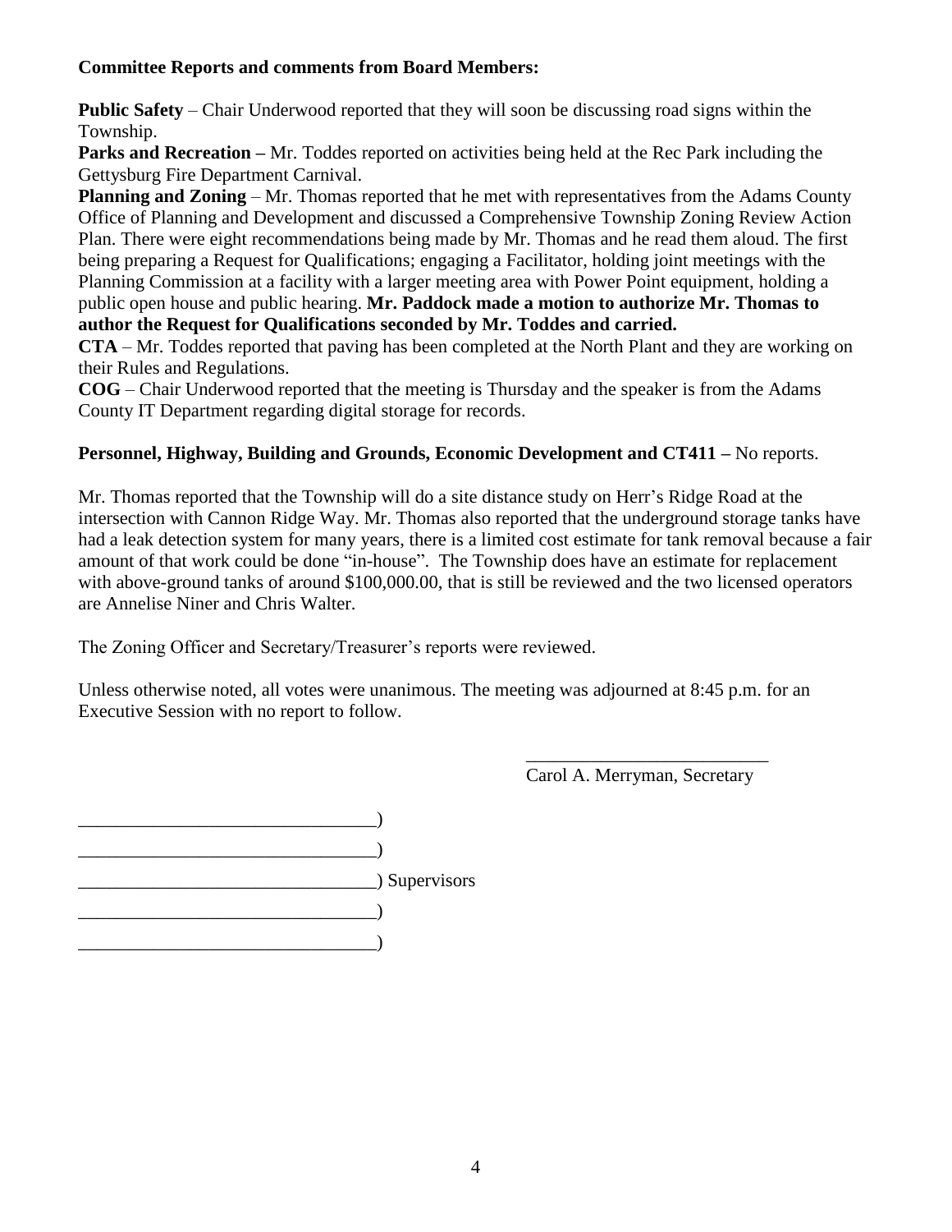**Committee Reports and comments from Board Members:**

**Public Safety** – Chair Underwood reported that they will soon be discussing road signs within the Township.

**Parks and Recreation –** Mr. Toddes reported on activities being held at the Rec Park including the Gettysburg Fire Department Carnival.

**Planning and Zoning** – Mr. Thomas reported that he met with representatives from the Adams County Office of Planning and Development and discussed a Comprehensive Township Zoning Review Action Plan. There were eight recommendations being made by Mr. Thomas and he read them aloud. The first being preparing a Request for Qualifications; engaging a Facilitator, holding joint meetings with the Planning Commission at a facility with a larger meeting area with Power Point equipment, holding a public open house and public hearing. **Mr. Paddock made a motion to authorize Mr. Thomas to author the Request for Qualifications seconded by Mr. Toddes and carried.**

**CTA** – Mr. Toddes reported that paving has been completed at the North Plant and they are working on their Rules and Regulations.

**COG** – Chair Underwood reported that the meeting is Thursday and the speaker is from the Adams County IT Department regarding digital storage for records.

**Personnel, Highway, Building and Grounds, Economic Development and CT411 –** No reports.

Mr. Thomas reported that the Township will do a site distance study on Herr's Ridge Road at the intersection with Cannon Ridge Way. Mr. Thomas also reported that the underground storage tanks have had a leak detection system for many years, there is a limited cost estimate for tank removal because a fair amount of that work could be done "in-house". The Township does have an estimate for replacement with above-ground tanks of around $100,000.00, that is still be reviewed and the two licensed operators are Annelise Niner and Chris Walter.

The Zoning Officer and Secretary/Treasurer's reports were reviewed.

Unless otherwise noted, all votes were unanimous. The meeting was adjourned at 8:45 p.m. for an Executive Session with no report to follow.

__________________________
Carol A. Merryman, Secretary

________________________________)
________________________________)
________________________________) Supervisors
________________________________)
________________________________)